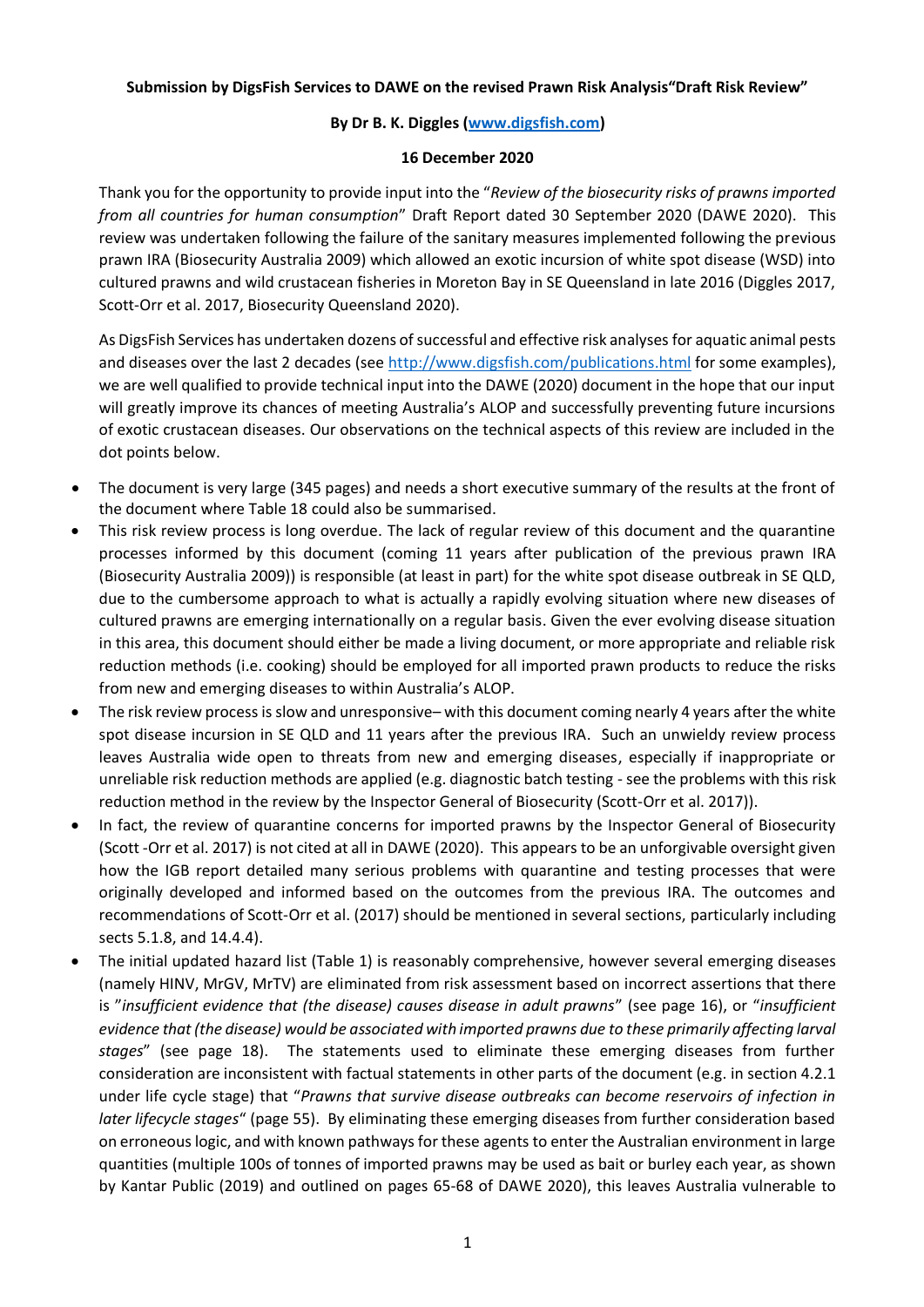**Submission by DigsFish Services to DAWE on the revised Prawn Risk Analysis"Draft Risk Review"**

**By Dr B. K. Diggles ([www.digsfish.com](www.digsfish.com))**

**16 December 2020**

Thank you for the opportunity to provide input into the "*Review of the biosecurity risks of prawns imported from all countries for human consumption*" Draft Report dated 30 September 2020 (DAWE 2020). This review was undertaken following the failure of the sanitary measures implemented following the previous prawn IRA (Biosecurity Australia 2009) which allowed an exotic incursion of white spot disease (WSD) into cultured prawns and wild crustacean fisheries in Moreton Bay in SE Queensland in late 2016 (Diggles 2017, Scott-Orr et al. 2017, Biosecurity Queensland 2020).

As DigsFish Services has undertaken dozens of successful and effective risk analyses for aquatic animal pests and diseases over the last 2 decades (see http://www.digsfish.com/publications.html for some examples), we are well qualified to provide technical input into the DAWE (2020) document in the hope that our input will greatly improve its chances of meeting Australia's ALOP and successfully preventing future incursions of exotic crustacean diseases. Our observations on the technical aspects of this review are included in the dot points below.

- The document is very large (345 pages) and needs a short executive summary of the results at the front of the document where Table 18 could also be summarised.
- This risk review process is long overdue. The lack of regular review of this document and the quarantine processes informed by this document (coming 11 years after publication of the previous prawn IRA (Biosecurity Australia 2009)) is responsible (at least in part) for the white spot disease outbreak in SE QLD, due to the cumbersome approach to what is actually a rapidly evolving situation where new diseases of cultured prawns are emerging internationally on a regular basis. Given the ever evolving disease situation in this area, this document should either be made a living document, or more appropriate and reliable risk reduction methods (i.e. cooking) should be employed for all imported prawn products to reduce the risks from new and emerging diseases to within Australia's ALOP.
- The risk review process is slow and unresponsive– with this document coming nearly 4 years after the white spot disease incursion in SE QLD and 11 years after the previous IRA. Such an unwieldy review process leaves Australia wide open to threats from new and emerging diseases, especially if inappropriate or unreliable risk reduction methods are applied (e.g. diagnostic batch testing - see the problems with this risk reduction method in the review by the Inspector General of Biosecurity (Scott-Orr et al. 2017)).
- In fact, the review of quarantine concerns for imported prawns by the Inspector General of Biosecurity (Scott -Orr et al. 2017) is not cited at all in DAWE (2020). This appears to be an unforgivable oversight given how the IGB report detailed many serious problems with quarantine and testing processes that were originally developed and informed based on the outcomes from the previous IRA. The outcomes and recommendations of Scott-Orr et al. (2017) should be mentioned in several sections, particularly including sects 5.1.8, and 14.4.4).
- The initial updated hazard list (Table 1) is reasonably comprehensive, however several emerging diseases (namely HINV, MrGV, MrTV) are eliminated from risk assessment based on incorrect assertions that there is "*insufficient evidence that (the disease) causes disease in adult prawns*" (see page 16), or "*insufficient evidence that (the disease) would be associated with imported prawns due to these primarily affecting larval stages*" (see page 18). The statements used to eliminate these emerging diseases from further consideration are inconsistent with factual statements in other parts of the document (e.g. in section 4.2.1 under life cycle stage) that "*Prawns that survive disease outbreaks can become reservoirs of infection in later lifecycle stages*" (page 55). By eliminating these emerging diseases from further consideration based on erroneous logic, and with known pathways for these agents to enter the Australian environment in large quantities (multiple 100s of tonnes of imported prawns may be used as bait or burley each year, as shown by Kantar Public (2019) and outlined on pages 65-68 of DAWE 2020), this leaves Australia vulnerable to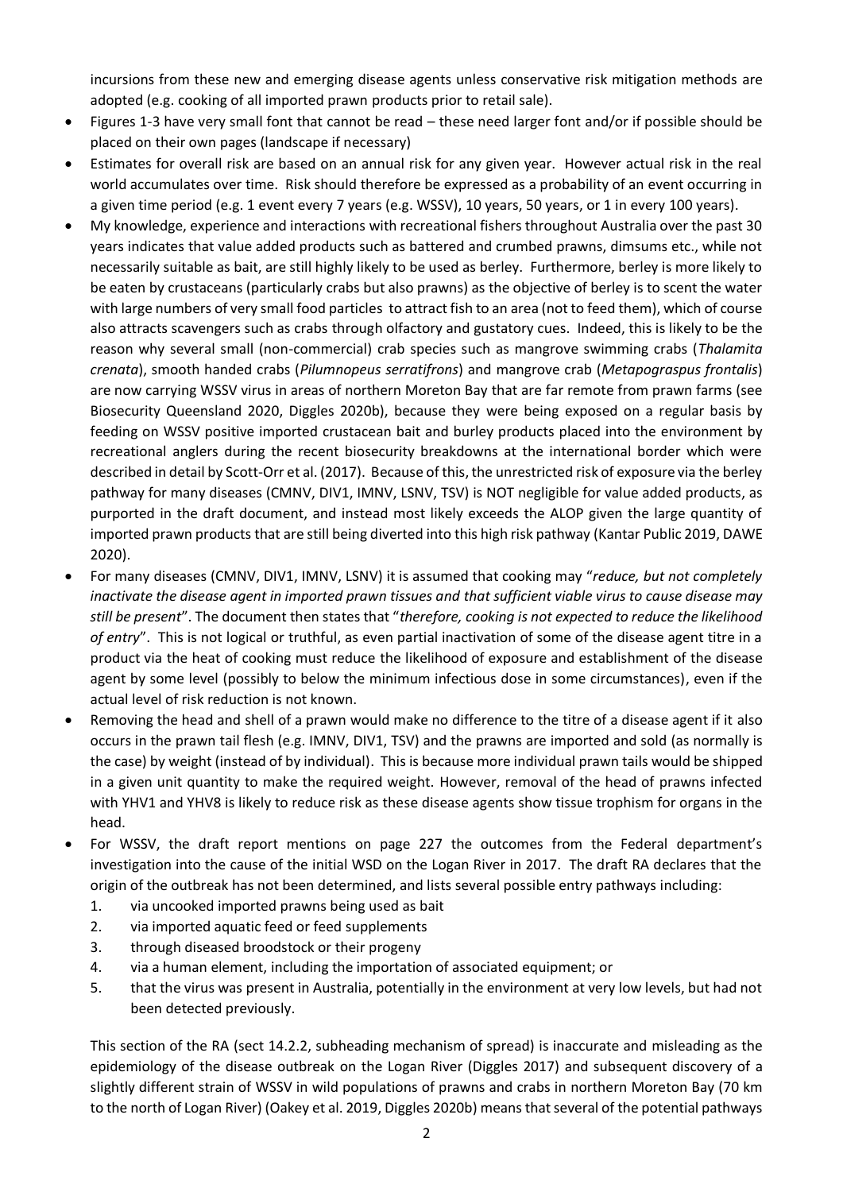incursions from these new and emerging disease agents unless conservative risk mitigation methods are adopted (e.g. cooking of all imported prawn products prior to retail sale).

- Figures 1-3 have very small font that cannot be read – these need larger font and/or if possible should be placed on their own pages (landscape if necessary)
- Estimates for overall risk are based on an annual risk for any given year. However actual risk in the real world accumulates over time. Risk should therefore be expressed as a probability of an event occurring in a given time period (e.g. 1 event every 7 years (e.g. WSSV), 10 years, 50 years, or 1 in every 100 years).
- My knowledge, experience and interactions with recreational fishers throughout Australia over the past 30 years indicates that value added products such as battered and crumbed prawns, dimsums etc., while not necessarily suitable as bait, are still highly likely to be used as berley. Furthermore, berley is more likely to be eaten by crustaceans (particularly crabs but also prawns) as the objective of berley is to scent the water with large numbers of very small food particles to attract fish to an area (not to feed them), which of course also attracts scavengers such as crabs through olfactory and gustatory cues. Indeed, this is likely to be the reason why several small (non-commercial) crab species such as mangrove swimming crabs (*Thalamita crenata*), smooth handed crabs (*Pilumnopeus serratifrons*) and mangrove crab (*Metapograspus frontalis*) are now carrying WSSV virus in areas of northern Moreton Bay that are far remote from prawn farms (see Biosecurity Queensland 2020, Diggles 2020b), because they were being exposed on a regular basis by feeding on WSSV positive imported crustacean bait and burley products placed into the environment by recreational anglers during the recent biosecurity breakdowns at the international border which were described in detail by Scott-Orr et al. (2017). Because of this, the unrestricted risk of exposure via the berley pathway for many diseases (CMNV, DIV1, IMNV, LSNV, TSV) is NOT negligible for value added products, as purported in the draft document, and instead most likely exceeds the ALOP given the large quantity of imported prawn products that are still being diverted into this high risk pathway (Kantar Public 2019, DAWE 2020).
- For many diseases (CMNV, DIV1, IMNV, LSNV) it is assumed that cooking may "*reduce, but not completely inactivate the disease agent in imported prawn tissues and that sufficient viable virus to cause disease may still be present*". The document then states that "*therefore, cooking is not expected to reduce the likelihood of entry*". This is not logical or truthful, as even partial inactivation of some of the disease agent titre in a product via the heat of cooking must reduce the likelihood of exposure and establishment of the disease agent by some level (possibly to below the minimum infectious dose in some circumstances), even if the actual level of risk reduction is not known.
- Removing the head and shell of a prawn would make no difference to the titre of a disease agent if it also occurs in the prawn tail flesh (e.g. IMNV, DIV1, TSV) and the prawns are imported and sold (as normally is the case) by weight (instead of by individual). This is because more individual prawn tails would be shipped in a given unit quantity to make the required weight. However, removal of the head of prawns infected with YHV1 and YHV8 is likely to reduce risk as these disease agents show tissue trophism for organs in the head.
- For WSSV, the draft report mentions on page 227 the outcomes from the Federal department's investigation into the cause of the initial WSD on the Logan River in 2017. The draft RA declares that the origin of the outbreak has not been determined, and lists several possible entry pathways including:
  1. via uncooked imported prawns being used as bait
  2. via imported aquatic feed or feed supplements
  3. through diseased broodstock or their progeny
  4. via a human element, including the importation of associated equipment; or
  5. that the virus was present in Australia, potentially in the environment at very low levels, but had not been detected previously.

  This section of the RA (sect 14.2.2, subheading mechanism of spread) is inaccurate and misleading as the epidemiology of the disease outbreak on the Logan River (Diggles 2017) and subsequent discovery of a slightly different strain of WSSV in wild populations of prawns and crabs in northern Moreton Bay (70 km to the north of Logan River) (Oakey et al. 2019, Diggles 2020b) means that several of the potential pathways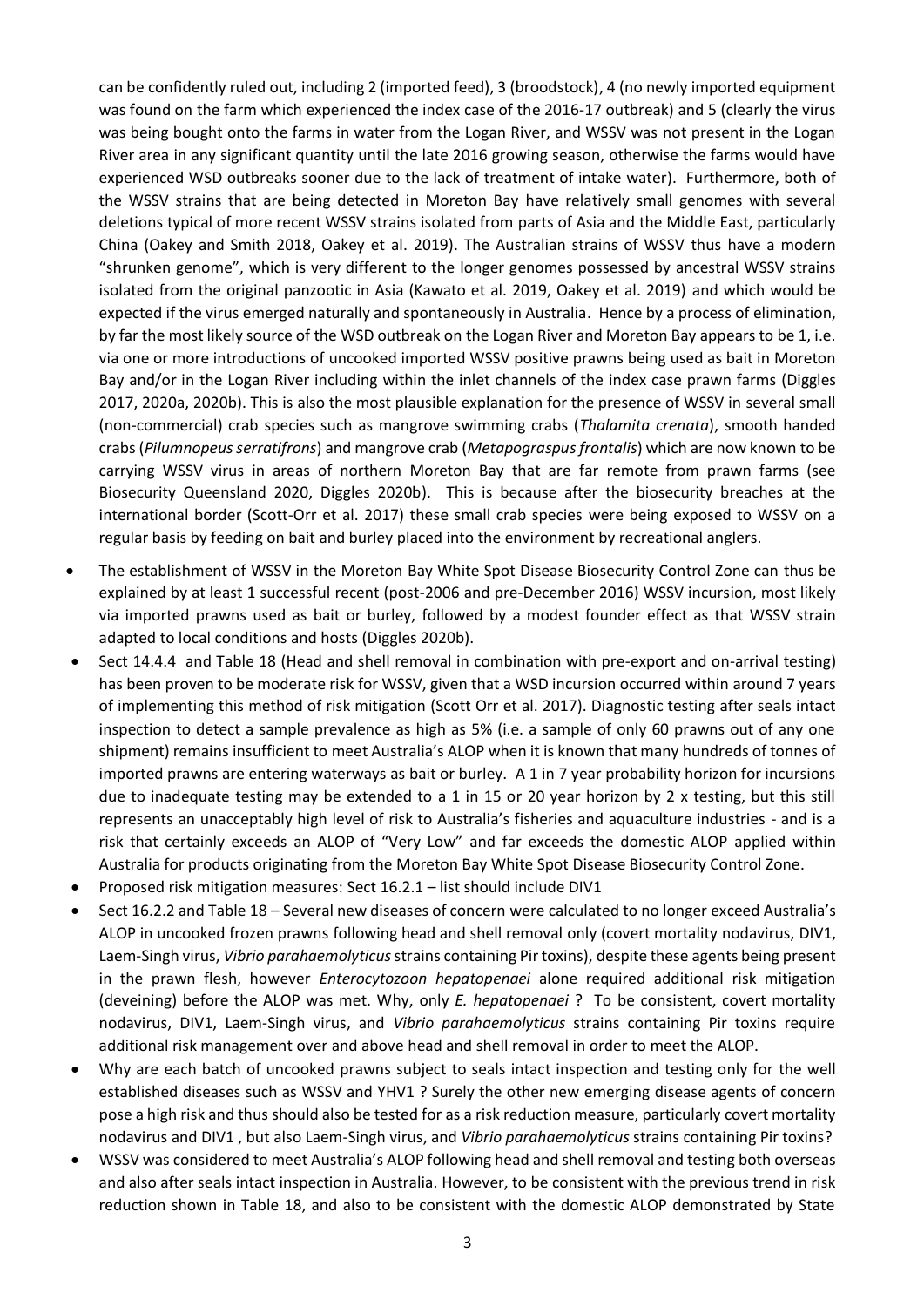can be confidently ruled out, including 2 (imported feed), 3 (broodstock), 4 (no newly imported equipment was found on the farm which experienced the index case of the 2016-17 outbreak) and 5 (clearly the virus was being bought onto the farms in water from the Logan River, and WSSV was not present in the Logan River area in any significant quantity until the late 2016 growing season, otherwise the farms would have experienced WSD outbreaks sooner due to the lack of treatment of intake water). Furthermore, both of the WSSV strains that are being detected in Moreton Bay have relatively small genomes with several deletions typical of more recent WSSV strains isolated from parts of Asia and the Middle East, particularly China (Oakey and Smith 2018, Oakey et al. 2019). The Australian strains of WSSV thus have a modern "shrunken genome", which is very different to the longer genomes possessed by ancestral WSSV strains isolated from the original panzootic in Asia (Kawato et al. 2019, Oakey et al. 2019) and which would be expected if the virus emerged naturally and spontaneously in Australia. Hence by a process of elimination, by far the most likely source of the WSD outbreak on the Logan River and Moreton Bay appears to be 1, i.e. via one or more introductions of uncooked imported WSSV positive prawns being used as bait in Moreton Bay and/or in the Logan River including within the inlet channels of the index case prawn farms (Diggles 2017, 2020a, 2020b). This is also the most plausible explanation for the presence of WSSV in several small (non-commercial) crab species such as mangrove swimming crabs (*Thalamita crenata*), smooth handed crabs (*Pilumnopeus serratifrons*) and mangrove crab (*Metapograspus frontalis*) which are now known to be carrying WSSV virus in areas of northern Moreton Bay that are far remote from prawn farms (see Biosecurity Queensland 2020, Diggles 2020b). This is because after the biosecurity breaches at the international border (Scott-Orr et al. 2017) these small crab species were being exposed to WSSV on a regular basis by feeding on bait and burley placed into the environment by recreational anglers.

- The establishment of WSSV in the Moreton Bay White Spot Disease Biosecurity Control Zone can thus be explained by at least 1 successful recent (post-2006 and pre-December 2016) WSSV incursion, most likely via imported prawns used as bait or burley, followed by a modest founder effect as that WSSV strain adapted to local conditions and hosts (Diggles 2020b).
- Sect 14.4.4 and Table 18 (Head and shell removal in combination with pre-export and on-arrival testing) has been proven to be moderate risk for WSSV, given that a WSD incursion occurred within around 7 years of implementing this method of risk mitigation (Scott Orr et al. 2017). Diagnostic testing after seals intact inspection to detect a sample prevalence as high as 5% (i.e. a sample of only 60 prawns out of any one shipment) remains insufficient to meet Australia's ALOP when it is known that many hundreds of tonnes of imported prawns are entering waterways as bait or burley. A 1 in 7 year probability horizon for incursions due to inadequate testing may be extended to a 1 in 15 or 20 year horizon by 2 x testing, but this still represents an unacceptably high level of risk to Australia's fisheries and aquaculture industries - and is a risk that certainly exceeds an ALOP of "Very Low" and far exceeds the domestic ALOP applied within Australia for products originating from the Moreton Bay White Spot Disease Biosecurity Control Zone.
- Proposed risk mitigation measures: Sect 16.2.1 – list should include DIV1
- Sect 16.2.2 and Table 18 – Several new diseases of concern were calculated to no longer exceed Australia's ALOP in uncooked frozen prawns following head and shell removal only (covert mortality nodavirus, DIV1, Laem-Singh virus, *Vibrio parahaemolyticus* strains containing Pir toxins), despite these agents being present in the prawn flesh, however *Enterocytozoon hepatopenaei* alone required additional risk mitigation (deveining) before the ALOP was met. Why, only *E. hepatopenaei* ? To be consistent, covert mortality nodavirus, DIV1, Laem-Singh virus, and *Vibrio parahaemolyticus* strains containing Pir toxins require additional risk management over and above head and shell removal in order to meet the ALOP.
- Why are each batch of uncooked prawns subject to seals intact inspection and testing only for the well established diseases such as WSSV and YHV1 ? Surely the other new emerging disease agents of concern pose a high risk and thus should also be tested for as a risk reduction measure, particularly covert mortality nodavirus and DIV1 , but also Laem-Singh virus, and *Vibrio parahaemolyticus* strains containing Pir toxins?
- WSSV was considered to meet Australia's ALOP following head and shell removal and testing both overseas and also after seals intact inspection in Australia. However, to be consistent with the previous trend in risk reduction shown in Table 18, and also to be consistent with the domestic ALOP demonstrated by State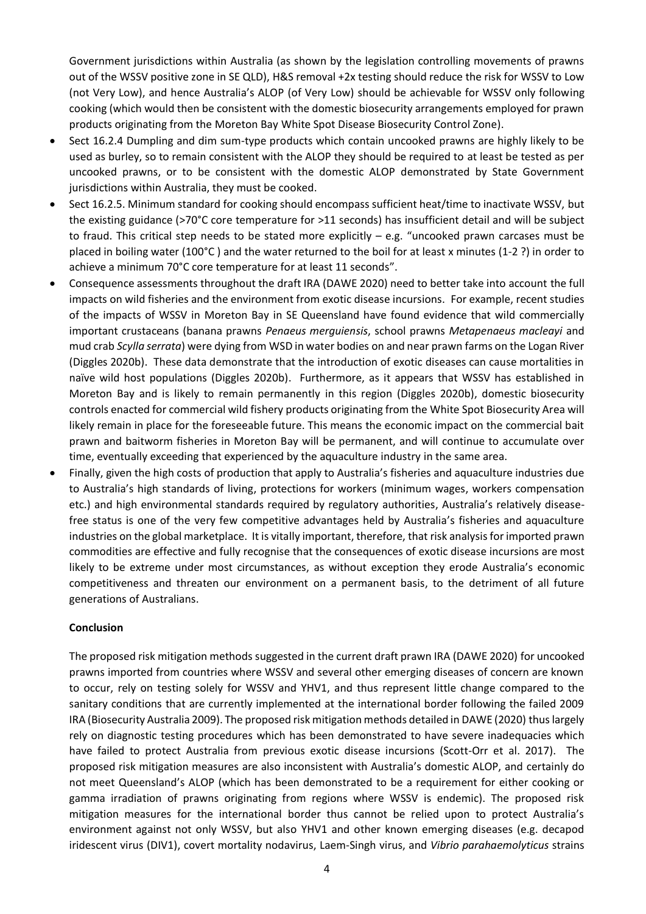Government jurisdictions within Australia (as shown by the legislation controlling movements of prawns out of the WSSV positive zone in SE QLD), H&S removal +2x testing should reduce the risk for WSSV to Low (not Very Low), and hence Australia's ALOP (of Very Low) should be achievable for WSSV only following cooking (which would then be consistent with the domestic biosecurity arrangements employed for prawn products originating from the Moreton Bay White Spot Disease Biosecurity Control Zone).

- Sect 16.2.4 Dumpling and dim sum-type products which contain uncooked prawns are highly likely to be used as burley, so to remain consistent with the ALOP they should be required to at least be tested as per uncooked prawns, or to be consistent with the domestic ALOP demonstrated by State Government jurisdictions within Australia, they must be cooked.
- Sect 16.2.5. Minimum standard for cooking should encompass sufficient heat/time to inactivate WSSV, but the existing guidance (>70°C core temperature for >11 seconds) has insufficient detail and will be subject to fraud. This critical step needs to be stated more explicitly – e.g. "uncooked prawn carcases must be placed in boiling water (100°C ) and the water returned to the boil for at least x minutes (1-2 ?) in order to achieve a minimum 70°C core temperature for at least 11 seconds".
- Consequence assessments throughout the draft IRA (DAWE 2020) need to better take into account the full impacts on wild fisheries and the environment from exotic disease incursions. For example, recent studies of the impacts of WSSV in Moreton Bay in SE Queensland have found evidence that wild commercially important crustaceans (banana prawns *Penaeus merguiensis*, school prawns *Metapenaeus macleayi* and mud crab *Scylla serrata*) were dying from WSD in water bodies on and near prawn farms on the Logan River (Diggles 2020b). These data demonstrate that the introduction of exotic diseases can cause mortalities in naïve wild host populations (Diggles 2020b). Furthermore, as it appears that WSSV has established in Moreton Bay and is likely to remain permanently in this region (Diggles 2020b), domestic biosecurity controls enacted for commercial wild fishery products originating from the White Spot Biosecurity Area will likely remain in place for the foreseeable future. This means the economic impact on the commercial bait prawn and baitworm fisheries in Moreton Bay will be permanent, and will continue to accumulate over time, eventually exceeding that experienced by the aquaculture industry in the same area.
- Finally, given the high costs of production that apply to Australia's fisheries and aquaculture industries due to Australia's high standards of living, protections for workers (minimum wages, workers compensation etc.) and high environmental standards required by regulatory authorities, Australia's relatively disease-free status is one of the very few competitive advantages held by Australia's fisheries and aquaculture industries on the global marketplace. It is vitally important, therefore, that risk analysis for imported prawn commodities are effective and fully recognise that the consequences of exotic disease incursions are most likely to be extreme under most circumstances, as without exception they erode Australia's economic competitiveness and threaten our environment on a permanent basis, to the detriment of all future generations of Australians.

**Conclusion**

The proposed risk mitigation methods suggested in the current draft prawn IRA (DAWE 2020) for uncooked prawns imported from countries where WSSV and several other emerging diseases of concern are known to occur, rely on testing solely for WSSV and YHV1, and thus represent little change compared to the sanitary conditions that are currently implemented at the international border following the failed 2009 IRA (Biosecurity Australia 2009). The proposed risk mitigation methods detailed in DAWE (2020) thus largely rely on diagnostic testing procedures which has been demonstrated to have severe inadequacies which have failed to protect Australia from previous exotic disease incursions (Scott-Orr et al. 2017). The proposed risk mitigation measures are also inconsistent with Australia's domestic ALOP, and certainly do not meet Queensland's ALOP (which has been demonstrated to be a requirement for either cooking or gamma irradiation of prawns originating from regions where WSSV is endemic). The proposed risk mitigation measures for the international border thus cannot be relied upon to protect Australia's environment against not only WSSV, but also YHV1 and other known emerging diseases (e.g. decapod iridescent virus (DIV1), covert mortality nodavirus, Laem-Singh virus, and *Vibrio parahaemolyticus* strains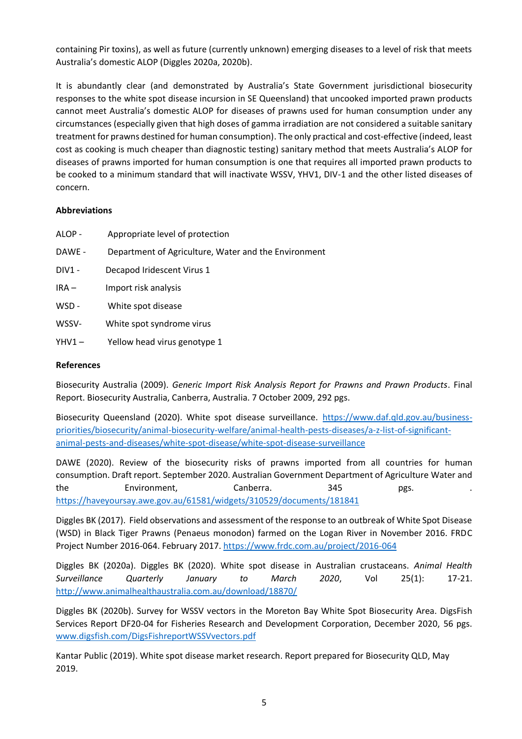containing Pir toxins), as well as future (currently unknown) emerging diseases to a level of risk that meets Australia's domestic ALOP (Diggles 2020a, 2020b).

It is abundantly clear (and demonstrated by Australia's State Government jurisdictional biosecurity responses to the white spot disease incursion in SE Queensland) that uncooked imported prawn products cannot meet Australia's domestic ALOP for diseases of prawns used for human consumption under any circumstances (especially given that high doses of gamma irradiation are not considered a suitable sanitary treatment for prawns destined for human consumption). The only practical and cost-effective (indeed, least cost as cooking is much cheaper than diagnostic testing) sanitary method that meets Australia's ALOP for diseases of prawns imported for human consumption is one that requires all imported prawn products to be cooked to a minimum standard that will inactivate WSSV, YHV1, DIV-1 and the other listed diseases of concern.

**Abbreviations**

ALOP - Appropriate level of protection

DAWE - Department of Agriculture, Water and the Environment

DIV1 - Decapod Iridescent Virus 1

IRA – Import risk analysis

WSD - White spot disease

WSSV- White spot syndrome virus

YHV1 – Yellow head virus genotype 1

**References**

Biosecurity Australia (2009). *Generic Import Risk Analysis Report for Prawns and Prawn Products*. Final Report. Biosecurity Australia, Canberra, Australia. 7 October 2009, 292 pgs.

Biosecurity Queensland (2020). White spot disease surveillance. https://www.daf.qld.gov.au/business-priorities/biosecurity/animal-biosecurity-welfare/animal-health-pests-diseases/a-z-list-of-significant-animal-pests-and-diseases/white-spot-disease/white-spot-disease-surveillance

DAWE (2020). Review of the biosecurity risks of prawns imported from all countries for human consumption. Draft report. September 2020. Australian Government Department of Agriculture Water and the Environment, Canberra. 345 pgs. . https://haveyoursay.awe.gov.au/61581/widgets/310529/documents/181841

Diggles BK (2017). Field observations and assessment of the response to an outbreak of White Spot Disease (WSD) in Black Tiger Prawns (Penaeus monodon) farmed on the Logan River in November 2016. FRDC Project Number 2016-064. February 2017. https://www.frdc.com.au/project/2016-064

Diggles BK (2020a). Diggles BK (2020). White spot disease in Australian crustaceans. *Animal Health Surveillance Quarterly January to March 2020*, Vol 25(1): 17-21. http://www.animalhealthaustralia.com.au/download/18870/

Diggles BK (2020b). Survey for WSSV vectors in the Moreton Bay White Spot Biosecurity Area. DigsFish Services Report DF20-04 for Fisheries Research and Development Corporation, December 2020, 56 pgs. www.digsfish.com/DigsFishreportWSSVvectors.pdf

Kantar Public (2019). White spot disease market research. Report prepared for Biosecurity QLD, May 2019.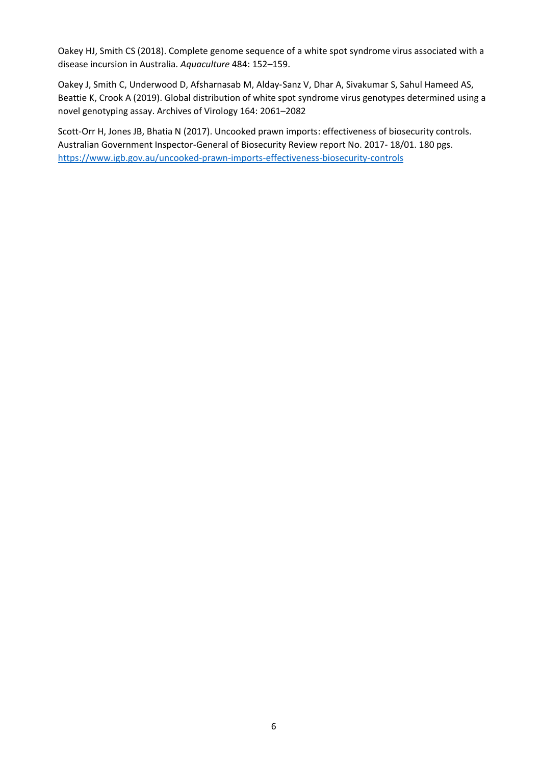Oakey HJ, Smith CS (2018). Complete genome sequence of a white spot syndrome virus associated with a disease incursion in Australia. *Aquaculture* 484: 152–159.

Oakey J, Smith C, Underwood D, Afsharnasab M, Alday-Sanz V, Dhar A, Sivakumar S, Sahul Hameed AS, Beattie K, Crook A (2019). Global distribution of white spot syndrome virus genotypes determined using a novel genotyping assay. Archives of Virology 164: 2061–2082

Scott-Orr H, Jones JB, Bhatia N (2017). Uncooked prawn imports: effectiveness of biosecurity controls. Australian Government Inspector-General of Biosecurity Review report No. 2017- 18/01. 180 pgs. https://www.igb.gov.au/uncooked-prawn-imports-effectiveness-biosecurity-controls